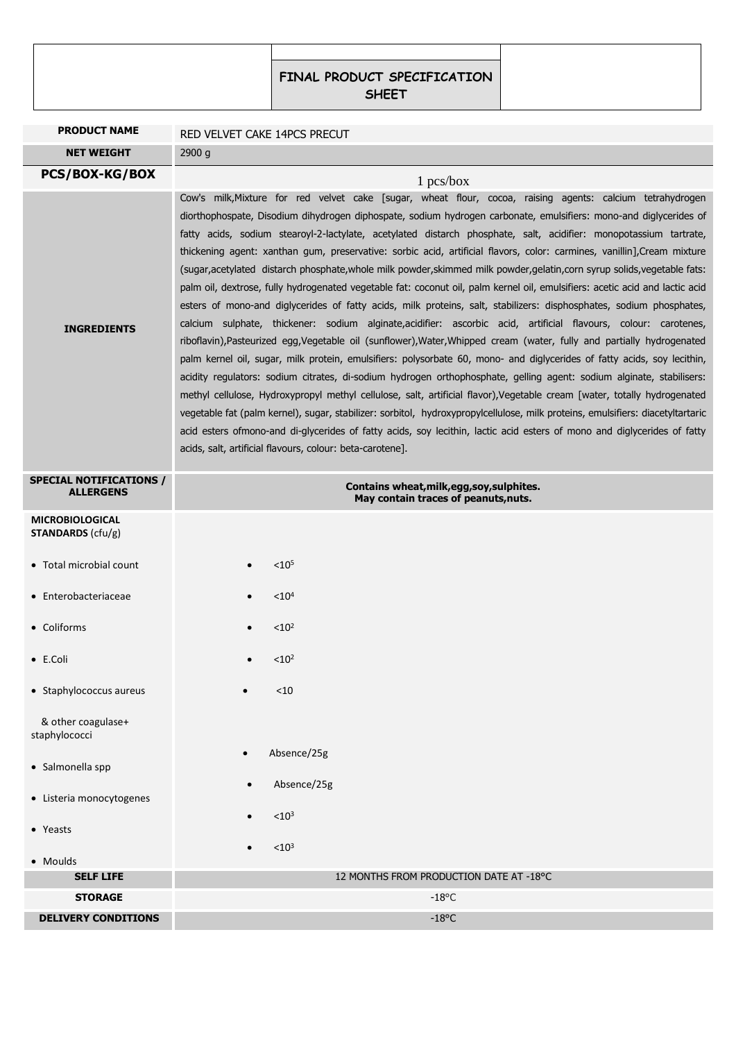| | FINAL PRODUCT SPECIFICATION SHEET | |
|---|---|---|

| PRODUCT NAME | RED VELVET CAKE 14PCS PRECUT |
|---|---|
| NET WEIGHT | 2900 g |
| PCS/BOX-KG/BOX | 1 pcs/box |
| INGREDIENTS | Cow's milk,Mixture for red velvet cake [sugar, wheat flour, cocoa, raising agents: calcium tetrahydrogen diorthophospate, Disodium dihydrogen diphospate, sodium hydrogen carbonate, emulsifiers: mono-and diglycerides of fatty acids, sodium stearoyl-2-lactylate, acetylated distarch phosphate, salt, acidifier: monopotassium tartrate, thickening agent: xanthan gum, preservative: sorbic acid, artificial flavors, color: carmines, vanillin],Cream mixture (sugar,acetylated distarch phosphate,whole milk powder,skimmed milk powder,gelatin,corn syrup solids,vegetable fats: palm oil, dextrose, fully hydrogenated vegetable fat: coconut oil, palm kernel oil, emulsifiers: acetic acid and lactic acid esters of mono-and diglycerides of fatty acids, milk proteins, salt, stabilizers: disphosphates, sodium phosphates, calcium sulphate, thickener: sodium alginate,acidifier: ascorbic acid, artificial flavours, colour: carotenes, riboflavin),Pasteurized egg,Vegetable oil (sunflower),Water,Whipped cream (water, fully and partially hydrogenated palm kernel oil, sugar, milk protein, emulsifiers: polysorbate 60, mono- and diglycerides of fatty acids, soy lecithin, acidity regulators: sodium citrates, di-sodium hydrogen orthophosphate, gelling agent: sodium alginate, stabilisers: methyl cellulose, Hydroxypropyl methyl cellulose, salt, artificial flavor),Vegetable cream [water, totally hydrogenated vegetable fat (palm kernel), sugar, stabilizer: sorbitol, hydroxypropylcellulose, milk proteins, emulsifiers: diacetyltartaric acid esters ofmono-and di-glycerides of fatty acids, soy lecithin, lactic acid esters of mono and diglycerides of fatty acids, salt, artificial flavours, colour: beta-carotene]. |
| SPECIAL NOTIFICATIONS / ALLERGENS | **Contains wheat,milk,egg,soy,sulphites.<br>May contain traces of peanuts,nuts.** |
| **MICROBIOLOGICAL STANDARDS** (cfu/g) | |
| • Total microbial count | • $<10^5$ |
| • Enterobacteriaceae | • $<10^4$ |
| • Coliforms | • $<10^2$ |
| • E.Coli | • $<10^2$ |
| • Staphylococcus aureus & other coagulase+ staphylococci | • $<10$ |
| • Salmonella spp | • Absence/25g |
| • Listeria monocytogenes | • Absence/25g |
| • Yeasts | • $<10^3$ |
| • Moulds | • $<10^3$ |
| SELF LIFE | 12 MONTHS FROM PRODUCTION DATE AT -18°C |
| STORAGE | -18°C |
| DELIVERY CONDITIONS | -18°C |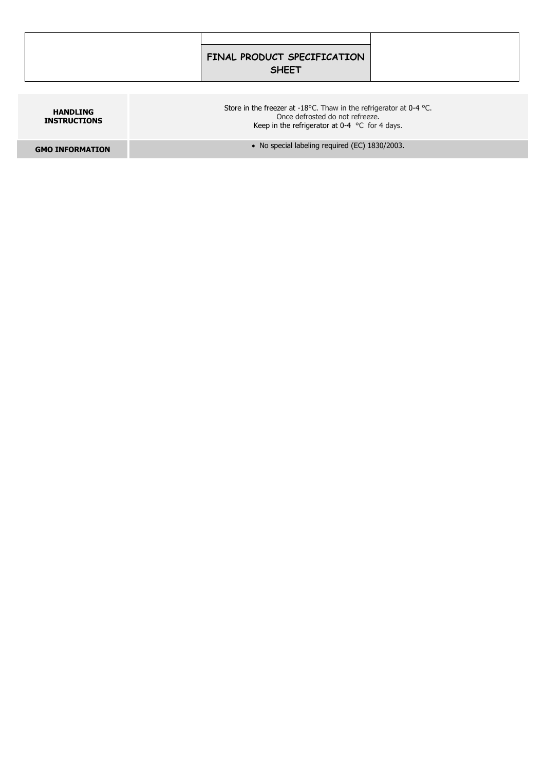| | FINAL PRODUCT SPECIFICATION SHEET | |
|---|---|---|

| | |
|---|---|
| **HANDLING INSTRUCTIONS** | Store in the freezer at -18°C. Thaw in the refrigerator at 0-4 °C.<br>Once defrosted do not refreeze.<br>Keep in the refrigerator at 0-4 °C for 4 days. |
| **GMO INFORMATION** | • No special labeling required (EC) 1830/2003. |